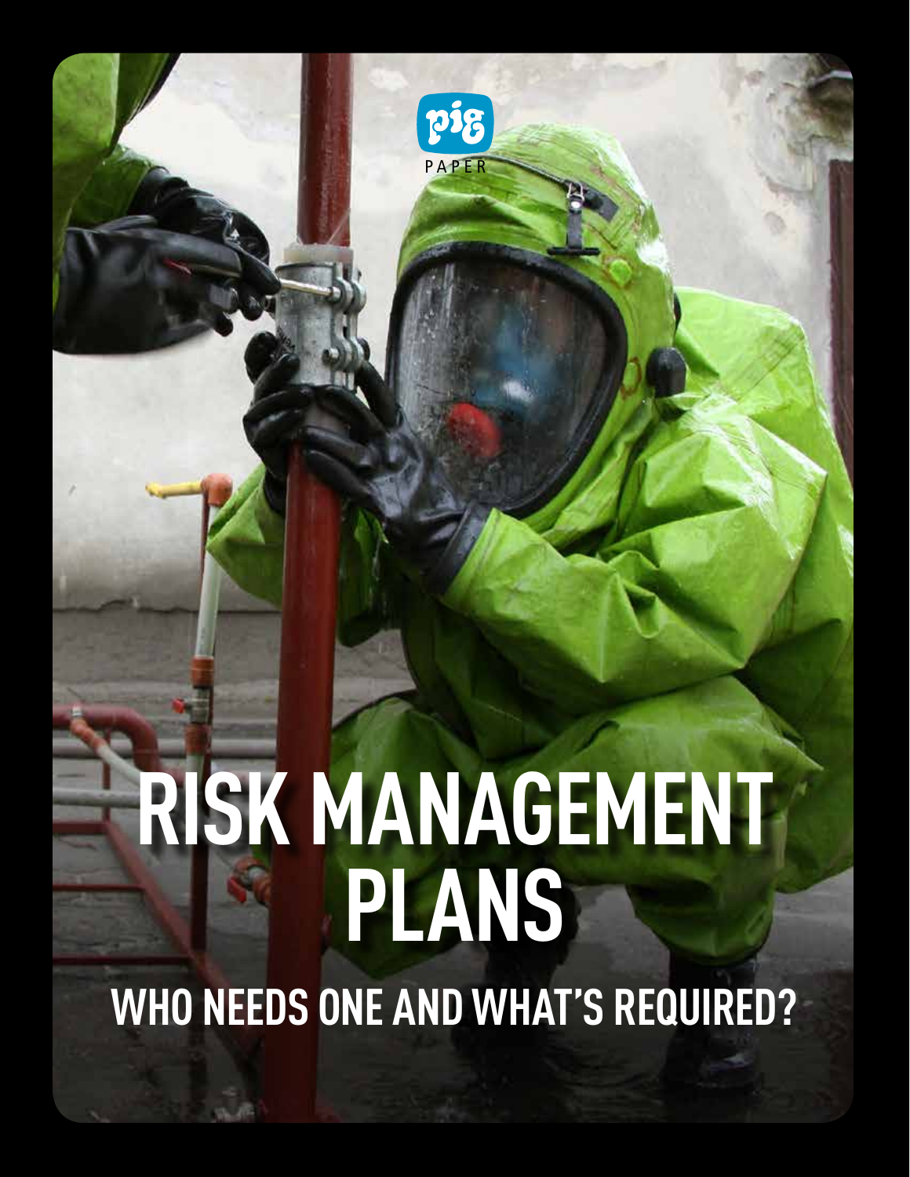pig PAPER

# RISK MANAGEMENT PLANS

## WHO NEEDS ONE AND WHAT'S REQUIRED?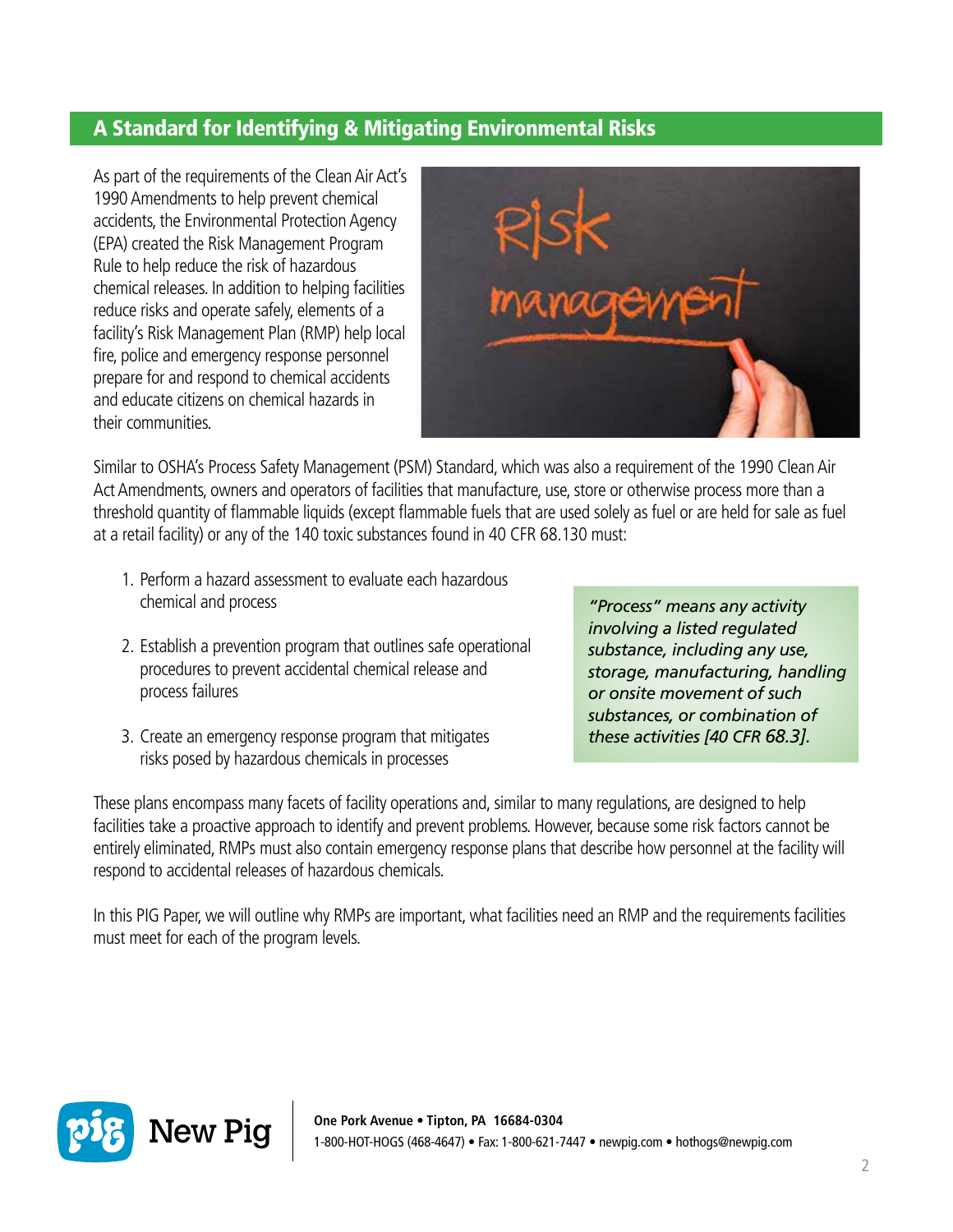## A Standard for Identifying & Mitigating Environmental Risks

As part of the requirements of the Clean Air Act's 1990 Amendments to help prevent chemical accidents, the Environmental Protection Agency (EPA) created the Risk Management Program Rule to help reduce the risk of hazardous chemical releases. In addition to helping facilities reduce risks and operate safely, elements of a facility's Risk Management Plan (RMP) help local fire, police and emergency response personnel prepare for and respond to chemical accidents and educate citizens on chemical hazards in their communities.

Similar to OSHA's Process Safety Management (PSM) Standard, which was also a requirement of the 1990 Clean Air Act Amendments, owners and operators of facilities that manufacture, use, store or otherwise process more than a threshold quantity of flammable liquids (except flammable fuels that are used solely as fuel or are held for sale as fuel at a retail facility) or any of the 140 toxic substances found in 40 CFR 68.130 must:

1. Perform a hazard assessment to evaluate each hazardous chemical and process
2. Establish a prevention program that outlines safe operational procedures to prevent accidental chemical release and process failures
3. Create an emergency response program that mitigates risks posed by hazardous chemicals in processes

*"Process" means any activity involving a listed regulated substance, including any use, storage, manufacturing, handling or onsite movement of such substances, or combination of these activities [40 CFR 68.3].*

These plans encompass many facets of facility operations and, similar to many regulations, are designed to help facilities take a proactive approach to identify and prevent problems. However, because some risk factors cannot be entirely eliminated, RMPs must also contain emergency response plans that describe how personnel at the facility will respond to accidental releases of hazardous chemicals.

In this PIG Paper, we will outline why RMPs are important, what facilities need an RMP and the requirements facilities must meet for each of the program levels.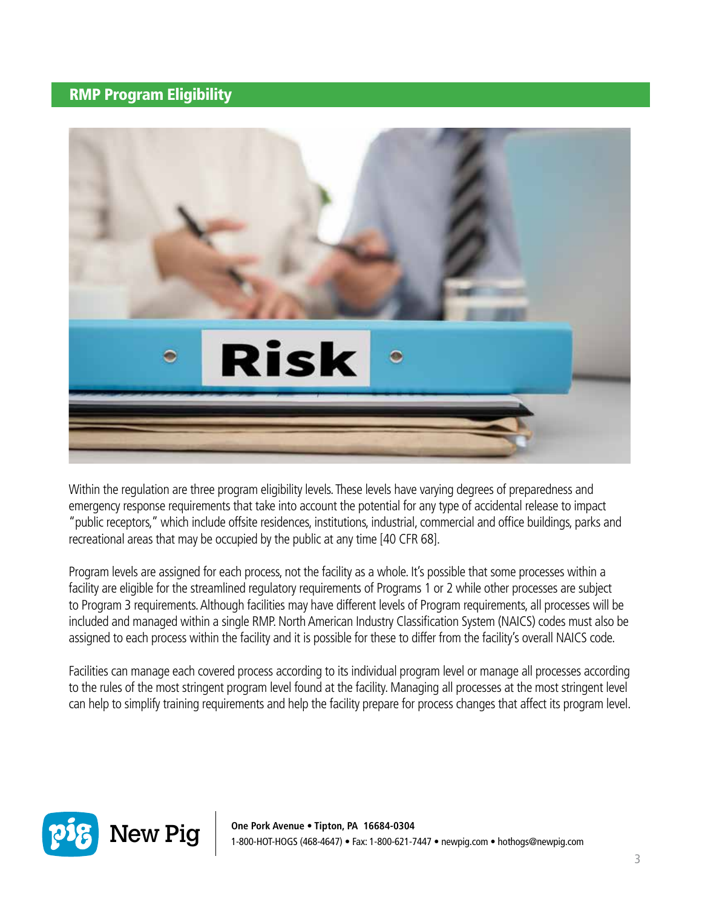## RMP Program Eligibility

Within the regulation are three program eligibility levels. These levels have varying degrees of preparedness and emergency response requirements that take into account the potential for any type of accidental release to impact "public receptors," which include offsite residences, institutions, industrial, commercial and office buildings, parks and recreational areas that may be occupied by the public at any time [40 CFR 68].

Program levels are assigned for each process, not the facility as a whole. It's possible that some processes within a facility are eligible for the streamlined regulatory requirements of Programs 1 or 2 while other processes are subject to Program 3 requirements. Although facilities may have different levels of Program requirements, all processes will be included and managed within a single RMP. North American Industry Classification System (NAICS) codes must also be assigned to each process within the facility and it is possible for these to differ from the facility's overall NAICS code.

Facilities can manage each covered process according to its individual program level or manage all processes according to the rules of the most stringent program level found at the facility. Managing all processes at the most stringent level can help to simplify training requirements and help the facility prepare for process changes that affect its program level.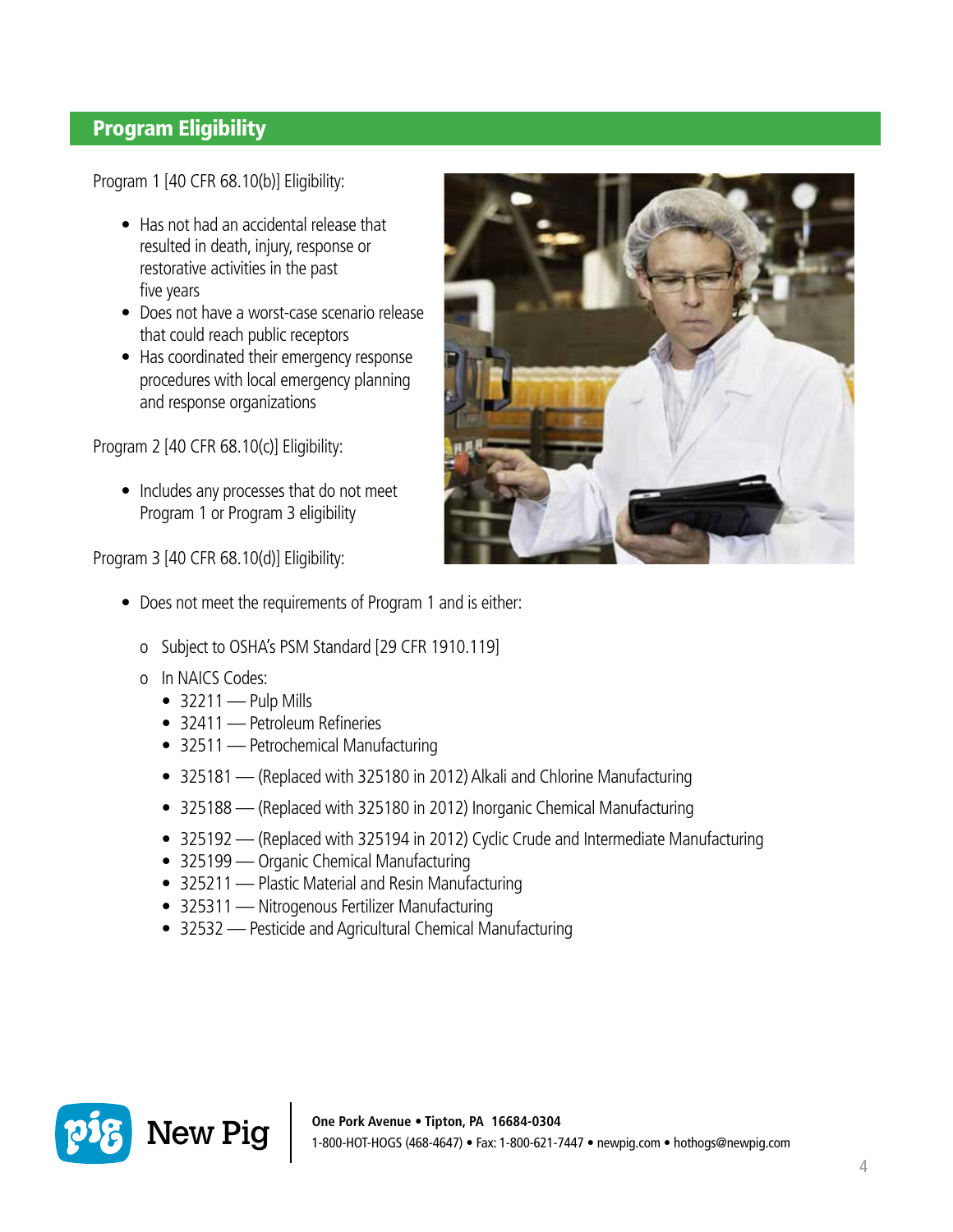## Program Eligibility

Program 1 [40 CFR 68.10(b)] Eligibility:

- Has not had an accidental release that resulted in death, injury, response or restorative activities in the past five years
- Does not have a worst-case scenario release that could reach public receptors
- Has coordinated their emergency response procedures with local emergency planning and response organizations

Program 2 [40 CFR 68.10(c)] Eligibility:

- Includes any processes that do not meet Program 1 or Program 3 eligibility

Program 3 [40 CFR 68.10(d)] Eligibility:

- Does not meet the requirements of Program 1 and is either:
  - Subject to OSHA's PSM Standard [29 CFR 1910.119]
  - In NAICS Codes:
    - 32211 — Pulp Mills
    - 32411 — Petroleum Refineries
    - 32511 — Petrochemical Manufacturing
    - 325181 — (Replaced with 325180 in 2012) Alkali and Chlorine Manufacturing
    - 325188 — (Replaced with 325180 in 2012) Inorganic Chemical Manufacturing
    - 325192 — (Replaced with 325194 in 2012) Cyclic Crude and Intermediate Manufacturing
    - 325199 — Organic Chemical Manufacturing
    - 325211 — Plastic Material and Resin Manufacturing
    - 325311 — Nitrogenous Fertilizer Manufacturing
    - 32532 — Pesticide and Agricultural Chemical Manufacturing

New Pig

**One Pork Avenue • Tipton, PA 16684-0304**
1-800-HOT-HOGS (468-4647) • Fax: 1-800-621-7447 • newpig.com • hothogs@newpig.com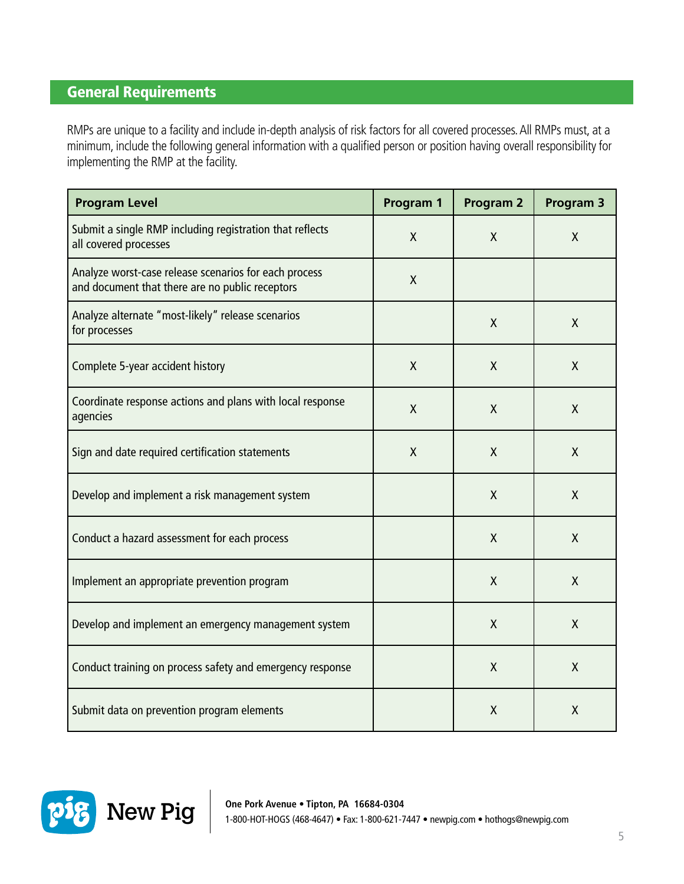## General Requirements

RMPs are unique to a facility and include in-depth analysis of risk factors for all covered processes. All RMPs must, at a minimum, include the following general information with a qualified person or position having overall responsibility for implementing the RMP at the facility.

| Program Level | Program 1 | Program 2 | Program 3 |
|---|---|---|---|
| Submit a single RMP including registration that reflects all covered processes | X | X | X |
| Analyze worst-case release scenarios for each process and document that there are no public receptors | X | | |
| Analyze alternate "most-likely" release scenarios for processes | | X | X |
| Complete 5-year accident history | X | X | X |
| Coordinate response actions and plans with local response agencies | X | X | X |
| Sign and date required certification statements | X | X | X |
| Develop and implement a risk management system | | X | X |
| Conduct a hazard assessment for each process | | X | X |
| Implement an appropriate prevention program | | X | X |
| Develop and implement an emergency management system | | X | X |
| Conduct training on process safety and emergency response | | X | X |
| Submit data on prevention program elements | | X | X |

New Pig

**One Pork Avenue • Tipton, PA 16684-0304**
1-800-HOT-HOGS (468-4647) • Fax: 1-800-621-7447 • newpig.com • hothogs@newpig.com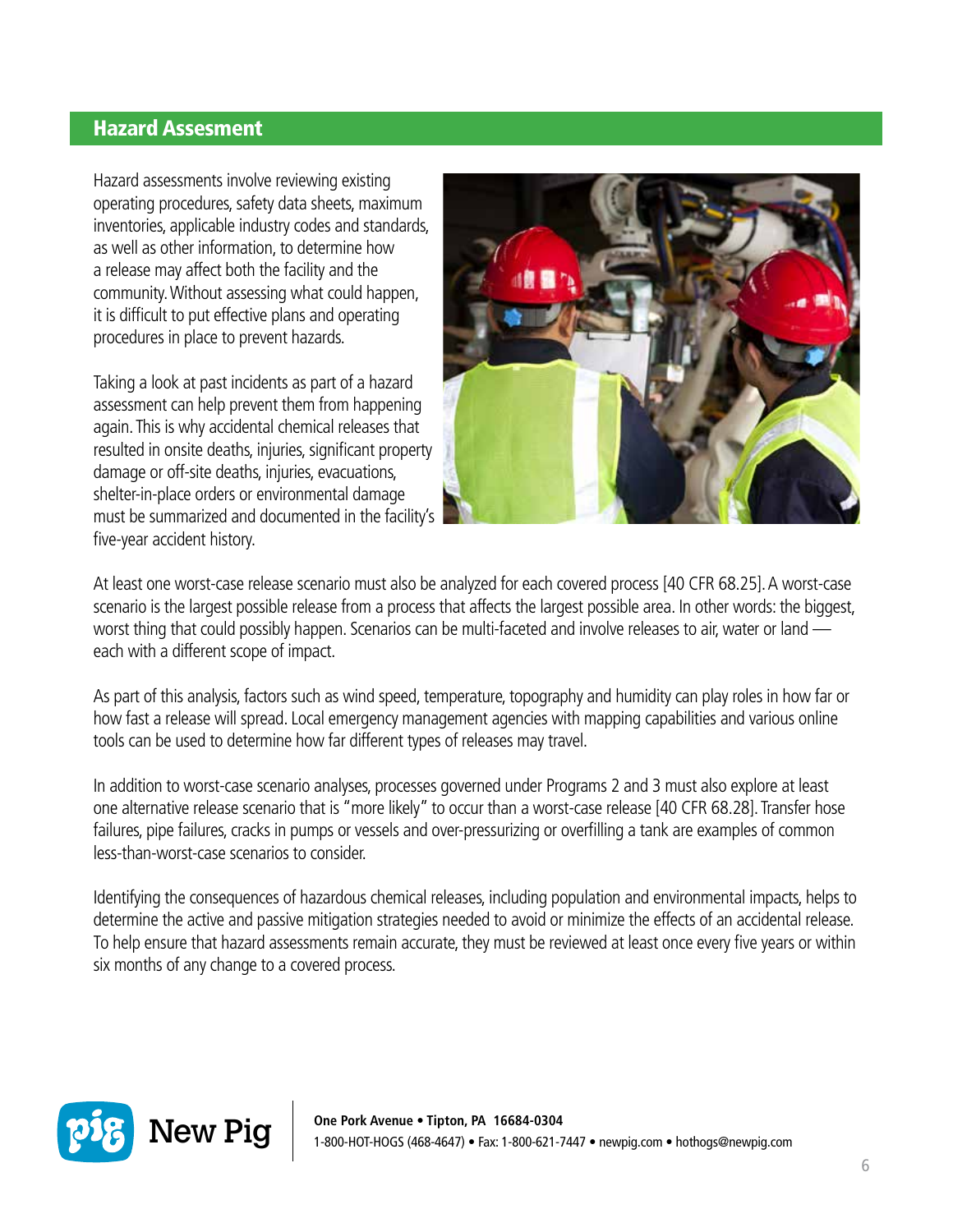## Hazard Assesment

Hazard assessments involve reviewing existing operating procedures, safety data sheets, maximum inventories, applicable industry codes and standards, as well as other information, to determine how a release may affect both the facility and the community. Without assessing what could happen, it is difficult to put effective plans and operating procedures in place to prevent hazards.

Taking a look at past incidents as part of a hazard assessment can help prevent them from happening again. This is why accidental chemical releases that resulted in onsite deaths, injuries, significant property damage or off-site deaths, injuries, evacuations, shelter-in-place orders or environmental damage must be summarized and documented in the facility's five-year accident history.

At least one worst-case release scenario must also be analyzed for each covered process [40 CFR 68.25]. A worst-case scenario is the largest possible release from a process that affects the largest possible area. In other words: the biggest, worst thing that could possibly happen. Scenarios can be multi-faceted and involve releases to air, water or land — each with a different scope of impact.

As part of this analysis, factors such as wind speed, temperature, topography and humidity can play roles in how far or how fast a release will spread. Local emergency management agencies with mapping capabilities and various online tools can be used to determine how far different types of releases may travel.

In addition to worst-case scenario analyses, processes governed under Programs 2 and 3 must also explore at least one alternative release scenario that is "more likely" to occur than a worst-case release [40 CFR 68.28]. Transfer hose failures, pipe failures, cracks in pumps or vessels and over-pressurizing or overfilling a tank are examples of common less-than-worst-case scenarios to consider.

Identifying the consequences of hazardous chemical releases, including population and environmental impacts, helps to determine the active and passive mitigation strategies needed to avoid or minimize the effects of an accidental release. To help ensure that hazard assessments remain accurate, they must be reviewed at least once every five years or within six months of any change to a covered process.

New Pig

**One Pork Avenue • Tipton, PA 16684-0304**
1-800-HOT-HOGS (468-4647) • Fax: 1-800-621-7447 • newpig.com • hothogs@newpig.com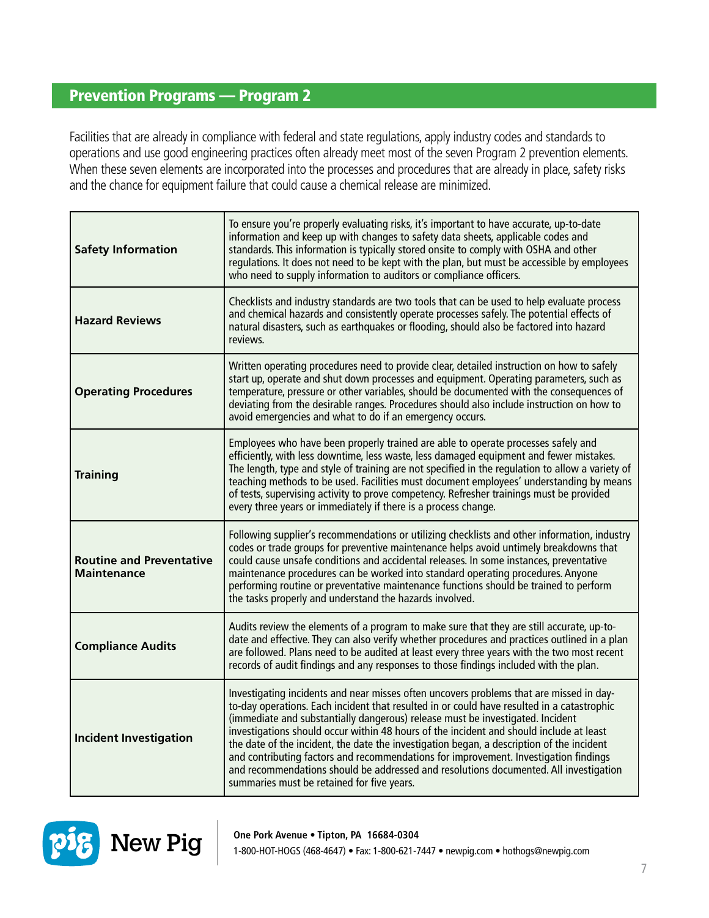## Prevention Programs — Program 2

Facilities that are already in compliance with federal and state regulations, apply industry codes and standards to operations and use good engineering practices often already meet most of the seven Program 2 prevention elements. When these seven elements are incorporated into the processes and procedures that are already in place, safety risks and the chance for equipment failure that could cause a chemical release are minimized.

| | |
|---|---|
| **Safety Information** | To ensure you're properly evaluating risks, it's important to have accurate, up-to-date information and keep up with changes to safety data sheets, applicable codes and standards. This information is typically stored onsite to comply with OSHA and other regulations. It does not need to be kept with the plan, but must be accessible by employees who need to supply information to auditors or compliance officers. |
| **Hazard Reviews** | Checklists and industry standards are two tools that can be used to help evaluate process and chemical hazards and consistently operate processes safely. The potential effects of natural disasters, such as earthquakes or flooding, should also be factored into hazard reviews. |
| **Operating Procedures** | Written operating procedures need to provide clear, detailed instruction on how to safely start up, operate and shut down processes and equipment. Operating parameters, such as temperature, pressure or other variables, should be documented with the consequences of deviating from the desirable ranges. Procedures should also include instruction on how to avoid emergencies and what to do if an emergency occurs. |
| **Training** | Employees who have been properly trained are able to operate processes safely and efficiently, with less downtime, less waste, less damaged equipment and fewer mistakes. The length, type and style of training are not specified in the regulation to allow a variety of teaching methods to be used. Facilities must document employees' understanding by means of tests, supervising activity to prove competency. Refresher trainings must be provided every three years or immediately if there is a process change. |
| **Routine and Preventative Maintenance** | Following supplier's recommendations or utilizing checklists and other information, industry codes or trade groups for preventive maintenance helps avoid untimely breakdowns that could cause unsafe conditions and accidental releases. In some instances, preventative maintenance procedures can be worked into standard operating procedures. Anyone performing routine or preventative maintenance functions should be trained to perform the tasks properly and understand the hazards involved. |
| **Compliance Audits** | Audits review the elements of a program to make sure that they are still accurate, up-to-date and effective. They can also verify whether procedures and practices outlined in a plan are followed. Plans need to be audited at least every three years with the two most recent records of audit findings and any responses to those findings included with the plan. |
| **Incident Investigation** | Investigating incidents and near misses often uncovers problems that are missed in day-to-day operations. Each incident that resulted in or could have resulted in a catastrophic (immediate and substantially dangerous) release must be investigated. Incident investigations should occur within 48 hours of the incident and should include at least the date of the incident, the date the investigation began, a description of the incident and contributing factors and recommendations for improvement. Investigation findings and recommendations should be addressed and resolutions documented. All investigation summaries must be retained for five years. |

New Pig

**One Pork Avenue • Tipton, PA 16684-0304**
1-800-HOT-HOGS (468-4647) • Fax: 1-800-621-7447 • newpig.com • hothogs@newpig.com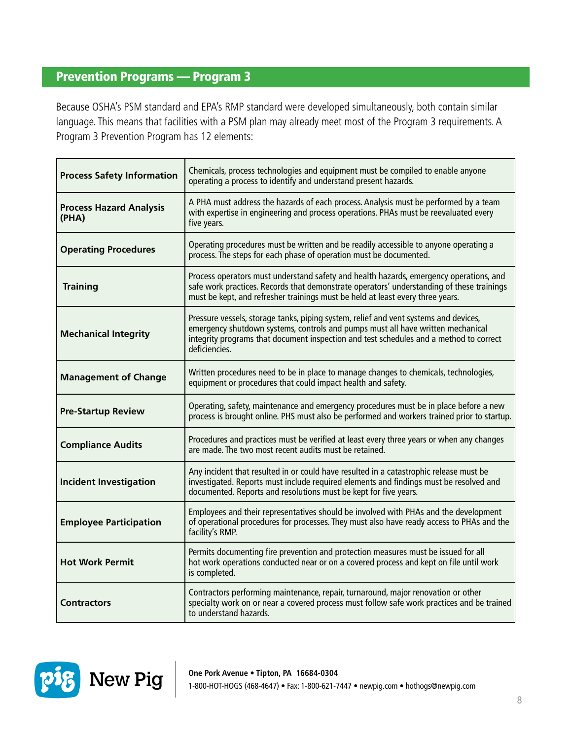## Prevention Programs — Program 3

Because OSHA's PSM standard and EPA's RMP standard were developed simultaneously, both contain similar language. This means that facilities with a PSM plan may already meet most of the Program 3 requirements. A Program 3 Prevention Program has 12 elements:

| | |
|---|---|
| **Process Safety Information** | Chemicals, process technologies and equipment must be compiled to enable anyone operating a process to identify and understand present hazards. |
| **Process Hazard Analysis (PHA)** | A PHA must address the hazards of each process. Analysis must be performed by a team with expertise in engineering and process operations. PHAs must be reevaluated every five years. |
| **Operating Procedures** | Operating procedures must be written and be readily accessible to anyone operating a process. The steps for each phase of operation must be documented. |
| **Training** | Process operators must understand safety and health hazards, emergency operations, and safe work practices. Records that demonstrate operators' understanding of these trainings must be kept, and refresher trainings must be held at least every three years. |
| **Mechanical Integrity** | Pressure vessels, storage tanks, piping system, relief and vent systems and devices, emergency shutdown systems, controls and pumps must all have written mechanical integrity programs that document inspection and test schedules and a method to correct deficiencies. |
| **Management of Change** | Written procedures need to be in place to manage changes to chemicals, technologies, equipment or procedures that could impact health and safety. |
| **Pre-Startup Review** | Operating, safety, maintenance and emergency procedures must be in place before a new process is brought online. PHS must also be performed and workers trained prior to startup. |
| **Compliance Audits** | Procedures and practices must be verified at least every three years or when any changes are made. The two most recent audits must be retained. |
| **Incident Investigation** | Any incident that resulted in or could have resulted in a catastrophic release must be investigated. Reports must include required elements and findings must be resolved and documented. Reports and resolutions must be kept for five years. |
| **Employee Participation** | Employees and their representatives should be involved with PHAs and the development of operational procedures for processes. They must also have ready access to PHAs and the facility's RMP. |
| **Hot Work Permit** | Permits documenting fire prevention and protection measures must be issued for all hot work operations conducted near or on a covered process and kept on file until work is completed. |
| **Contractors** | Contractors performing maintenance, repair, turnaround, major renovation or other specialty work on or near a covered process must follow safe work practices and be trained to understand hazards. |

New Pig

**One Pork Avenue • Tipton, PA 16684-0304**
1-800-HOT-HOGS (468-4647) • Fax: 1-800-621-7447 • newpig.com • hothogs@newpig.com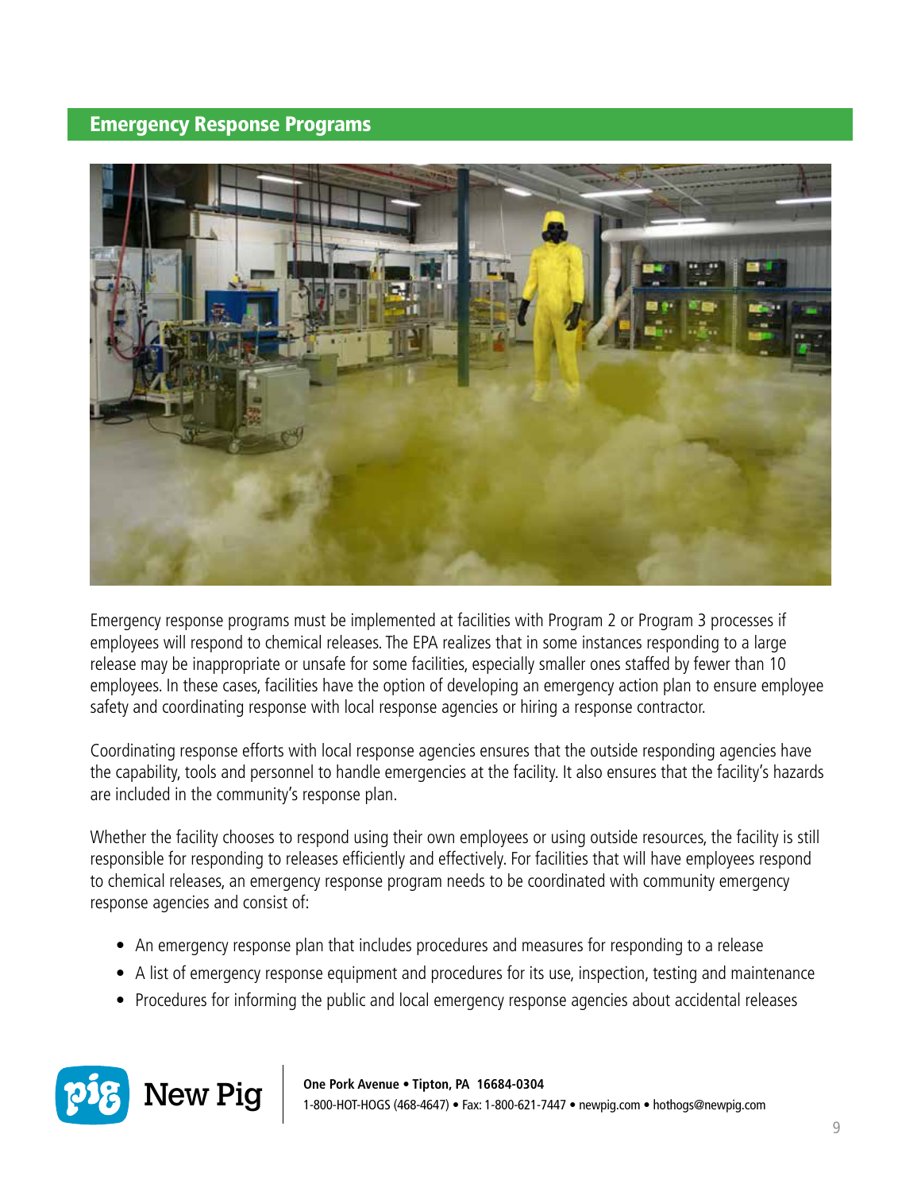## Emergency Response Programs

Emergency response programs must be implemented at facilities with Program 2 or Program 3 processes if employees will respond to chemical releases. The EPA realizes that in some instances responding to a large release may be inappropriate or unsafe for some facilities, especially smaller ones staffed by fewer than 10 employees. In these cases, facilities have the option of developing an emergency action plan to ensure employee safety and coordinating response with local response agencies or hiring a response contractor.

Coordinating response efforts with local response agencies ensures that the outside responding agencies have the capability, tools and personnel to handle emergencies at the facility. It also ensures that the facility's hazards are included in the community's response plan.

Whether the facility chooses to respond using their own employees or using outside resources, the facility is still responsible for responding to releases efficiently and effectively. For facilities that will have employees respond to chemical releases, an emergency response program needs to be coordinated with community emergency response agencies and consist of:

- An emergency response plan that includes procedures and measures for responding to a release
- A list of emergency response equipment and procedures for its use, inspection, testing and maintenance
- Procedures for informing the public and local emergency response agencies about accidental releases

New Pig

**One Pork Avenue • Tipton, PA 16684-0304**
1-800-HOT-HOGS (468-4647) • Fax: 1-800-621-7447 • newpig.com • hothogs@newpig.com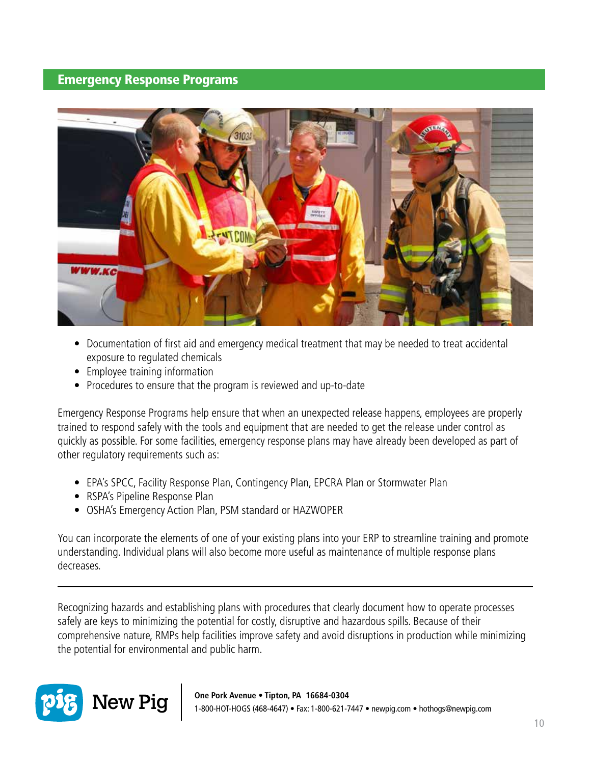## Emergency Response Programs

- Documentation of first aid and emergency medical treatment that may be needed to treat accidental exposure to regulated chemicals
- Employee training information
- Procedures to ensure that the program is reviewed and up-to-date

Emergency Response Programs help ensure that when an unexpected release happens, employees are properly trained to respond safely with the tools and equipment that are needed to get the release under control as quickly as possible. For some facilities, emergency response plans may have already been developed as part of other regulatory requirements such as:

- EPA's SPCC, Facility Response Plan, Contingency Plan, EPCRA Plan or Stormwater Plan
- RSPA's Pipeline Response Plan
- OSHA's Emergency Action Plan, PSM standard or HAZWOPER

You can incorporate the elements of one of your existing plans into your ERP to streamline training and promote understanding. Individual plans will also become more useful as maintenance of multiple response plans decreases.

---

Recognizing hazards and establishing plans with procedures that clearly document how to operate processes safely are keys to minimizing the potential for costly, disruptive and hazardous spills. Because of their comprehensive nature, RMPs help facilities improve safety and avoid disruptions in production while minimizing the potential for environmental and public harm.

New Pig

**One Pork Avenue • Tipton, PA 16684-0304**
1-800-HOT-HOGS (468-4647) • Fax: 1-800-621-7447 • newpig.com • hothogs@newpig.com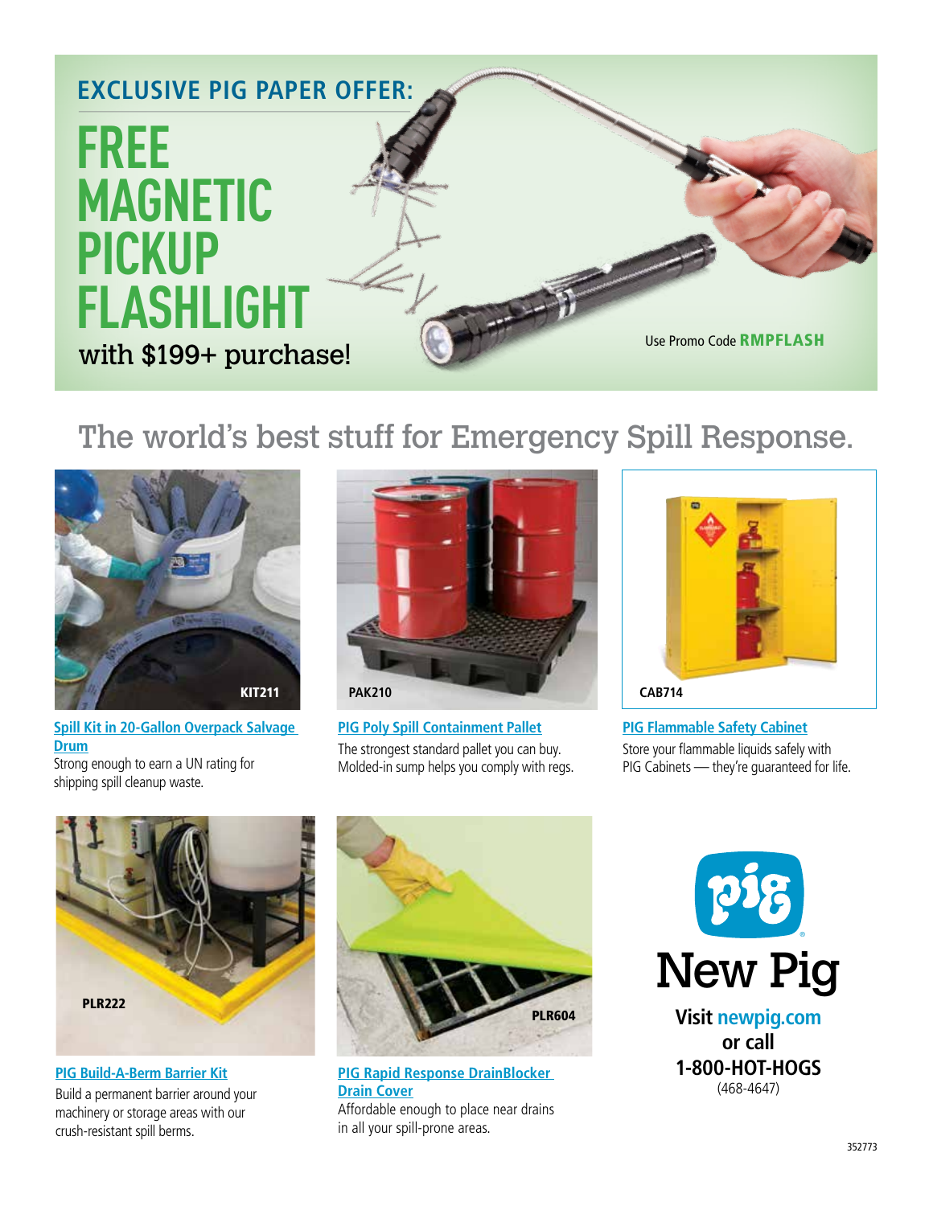## EXCLUSIVE PIG PAPER OFFER:

# FREE MAGNETIC PICKUP FLASHLIGHT

with $199+ purchase!

Use Promo Code **RMPFLASH**

## The world's best stuff for Emergency Spill Response.

KIT211

**Spill Kit in 20-Gallon Overpack Salvage Drum**
Strong enough to earn a UN rating for shipping spill cleanup waste.

PAK210

**PIG Poly Spill Containment Pallet**
The strongest standard pallet you can buy. Molded-in sump helps you comply with regs.

CAB714

**PIG Flammable Safety Cabinet**
Store your flammable liquids safely with PIG Cabinets — they're guaranteed for life.

PLR222

**PIG Build-A-Berm Barrier Kit**
Build a permanent barrier around your machinery or storage areas with our crush-resistant spill berms.

PLR604

**PIG Rapid Response DrainBlocker Drain Cover**
Affordable enough to place near drains in all your spill-prone areas.

pig

New Pig

**Visit newpig.com or call 1-800-HOT-HOGS**
(468-4647)

352773